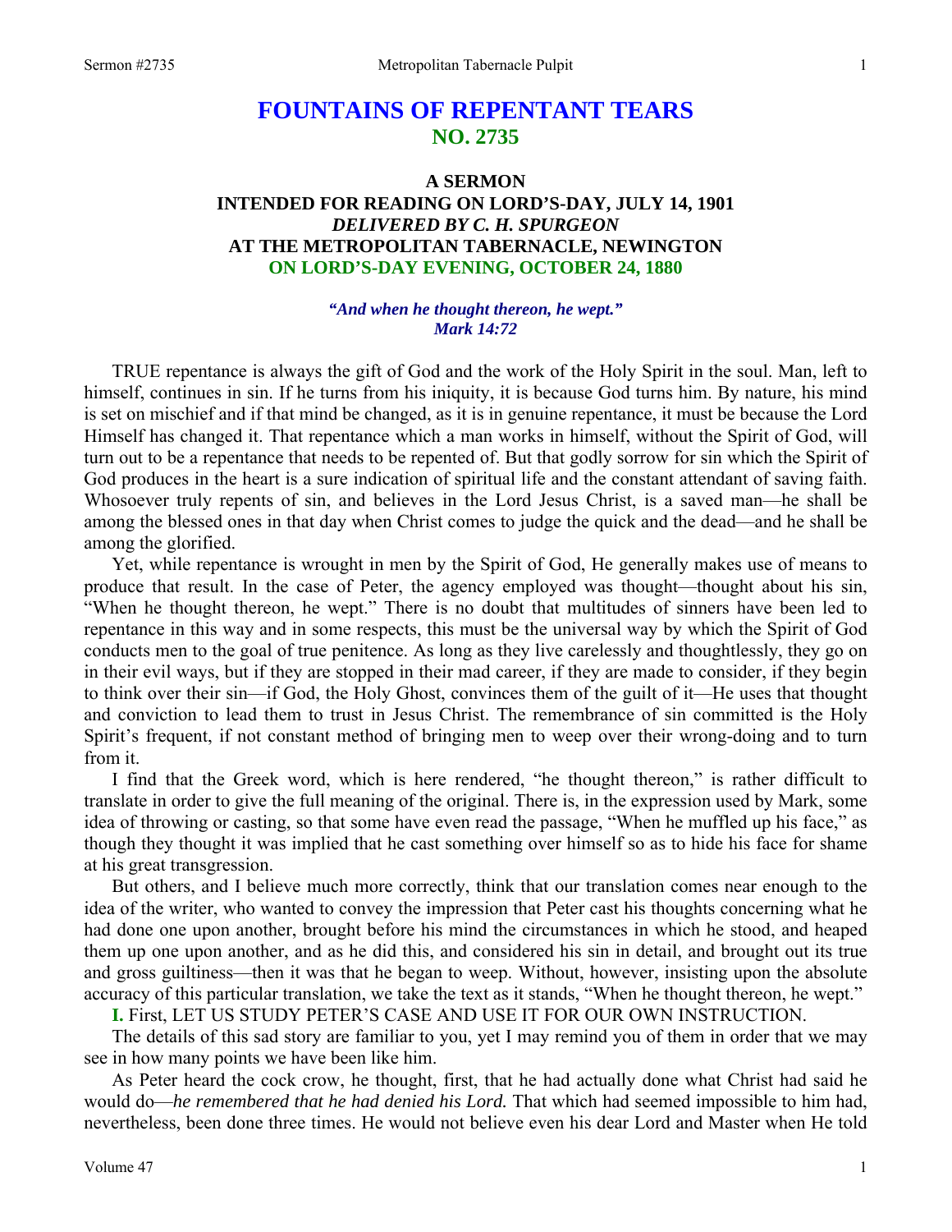# FOUNTAINS OF REPENTANT TEARS
## NO. 2735

### A SERMON
### INTENDED FOR READING ON LORD'S-DAY, JULY 14, 1901
### *DELIVERED BY C. H. SPURGEON*
### AT THE METROPOLITAN TABERNACLE, NEWINGTON
### ON LORD'S-DAY EVENING, OCTOBER 24, 1880

***"And when he thought thereon, he wept." Mark 14:72***

TRUE repentance is always the gift of God and the work of the Holy Spirit in the soul. Man, left to himself, continues in sin. If he turns from his iniquity, it is because God turns him. By nature, his mind is set on mischief and if that mind be changed, as it is in genuine repentance, it must be because the Lord Himself has changed it. That repentance which a man works in himself, without the Spirit of God, will turn out to be a repentance that needs to be repented of. But that godly sorrow for sin which the Spirit of God produces in the heart is a sure indication of spiritual life and the constant attendant of saving faith. Whosoever truly repents of sin, and believes in the Lord Jesus Christ, is a saved man—he shall be among the blessed ones in that day when Christ comes to judge the quick and the dead—and he shall be among the glorified.

Yet, while repentance is wrought in men by the Spirit of God, He generally makes use of means to produce that result. In the case of Peter, the agency employed was thought—thought about his sin, "When he thought thereon, he wept." There is no doubt that multitudes of sinners have been led to repentance in this way and in some respects, this must be the universal way by which the Spirit of God conducts men to the goal of true penitence. As long as they live carelessly and thoughtlessly, they go on in their evil ways, but if they are stopped in their mad career, if they are made to consider, if they begin to think over their sin—if God, the Holy Ghost, convinces them of the guilt of it—He uses that thought and conviction to lead them to trust in Jesus Christ. The remembrance of sin committed is the Holy Spirit's frequent, if not constant method of bringing men to weep over their wrong-doing and to turn from it.

I find that the Greek word, which is here rendered, "he thought thereon," is rather difficult to translate in order to give the full meaning of the original. There is, in the expression used by Mark, some idea of throwing or casting, so that some have even read the passage, "When he muffled up his face," as though they thought it was implied that he cast something over himself so as to hide his face for shame at his great transgression.

But others, and I believe much more correctly, think that our translation comes near enough to the idea of the writer, who wanted to convey the impression that Peter cast his thoughts concerning what he had done one upon another, brought before his mind the circumstances in which he stood, and heaped them up one upon another, and as he did this, and considered his sin in detail, and brought out its true and gross guiltiness—then it was that he began to weep. Without, however, insisting upon the absolute accuracy of this particular translation, we take the text as it stands, "When he thought thereon, he wept."

**I.** First, LET US STUDY PETER'S CASE AND USE IT FOR OUR OWN INSTRUCTION.

The details of this sad story are familiar to you, yet I may remind you of them in order that we may see in how many points we have been like him.

As Peter heard the cock crow, he thought, first, that he had actually done what Christ had said he would do—*he remembered that he had denied his Lord.* That which had seemed impossible to him had, nevertheless, been done three times. He would not believe even his dear Lord and Master when He told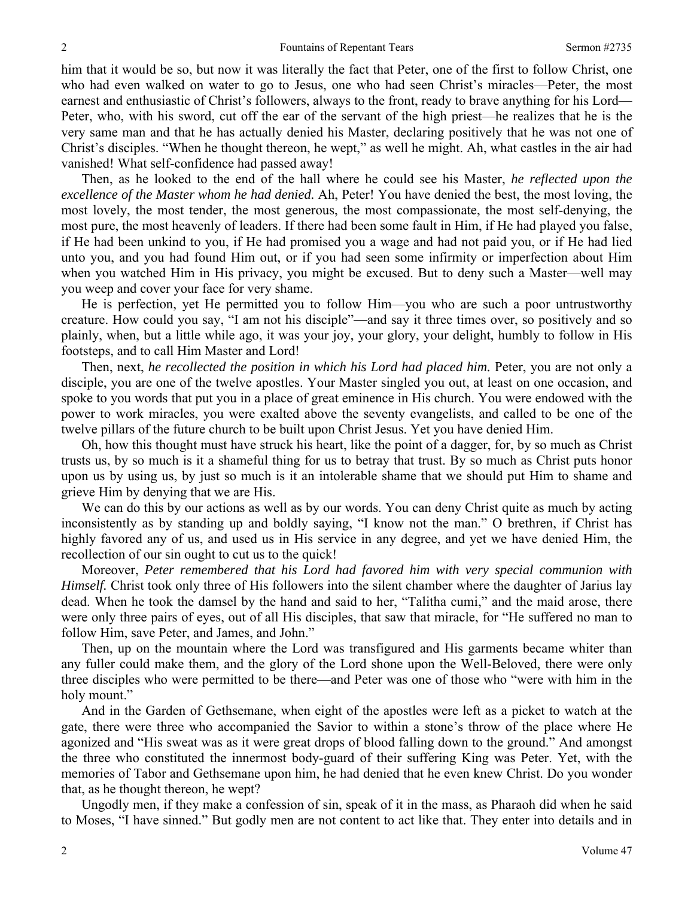him that it would be so, but now it was literally the fact that Peter, one of the first to follow Christ, one who had even walked on water to go to Jesus, one who had seen Christ's miracles—Peter, the most earnest and enthusiastic of Christ's followers, always to the front, ready to brave anything for his Lord—Peter, who, with his sword, cut off the ear of the servant of the high priest—he realizes that he is the very same man and that he has actually denied his Master, declaring positively that he was not one of Christ's disciples. "When he thought thereon, he wept," as well he might. Ah, what castles in the air had vanished! What self-confidence had passed away!

Then, as he looked to the end of the hall where he could see his Master, *he reflected upon the excellence of the Master whom he had denied.* Ah, Peter! You have denied the best, the most loving, the most lovely, the most tender, the most generous, the most compassionate, the most self-denying, the most pure, the most heavenly of leaders. If there had been some fault in Him, if He had played you false, if He had been unkind to you, if He had promised you a wage and had not paid you, or if He had lied unto you, and you had found Him out, or if you had seen some infirmity or imperfection about Him when you watched Him in His privacy, you might be excused. But to deny such a Master—well may you weep and cover your face for very shame.

He is perfection, yet He permitted you to follow Him—you who are such a poor untrustworthy creature. How could you say, "I am not his disciple"—and say it three times over, so positively and so plainly, when, but a little while ago, it was your joy, your glory, your delight, humbly to follow in His footsteps, and to call Him Master and Lord!

Then, next, *he recollected the position in which his Lord had placed him.* Peter, you are not only a disciple, you are one of the twelve apostles. Your Master singled you out, at least on one occasion, and spoke to you words that put you in a place of great eminence in His church. You were endowed with the power to work miracles, you were exalted above the seventy evangelists, and called to be one of the twelve pillars of the future church to be built upon Christ Jesus. Yet you have denied Him.

Oh, how this thought must have struck his heart, like the point of a dagger, for, by so much as Christ trusts us, by so much is it a shameful thing for us to betray that trust. By so much as Christ puts honor upon us by using us, by just so much is it an intolerable shame that we should put Him to shame and grieve Him by denying that we are His.

We can do this by our actions as well as by our words. You can deny Christ quite as much by acting inconsistently as by standing up and boldly saying, "I know not the man." O brethren, if Christ has highly favored any of us, and used us in His service in any degree, and yet we have denied Him, the recollection of our sin ought to cut us to the quick!

Moreover, *Peter remembered that his Lord had favored him with very special communion with Himself.* Christ took only three of His followers into the silent chamber where the daughter of Jarius lay dead. When he took the damsel by the hand and said to her, "Talitha cumi," and the maid arose, there were only three pairs of eyes, out of all His disciples, that saw that miracle, for "He suffered no man to follow Him, save Peter, and James, and John."

Then, up on the mountain where the Lord was transfigured and His garments became whiter than any fuller could make them, and the glory of the Lord shone upon the Well-Beloved, there were only three disciples who were permitted to be there—and Peter was one of those who "were with him in the holy mount."

And in the Garden of Gethsemane, when eight of the apostles were left as a picket to watch at the gate, there were three who accompanied the Savior to within a stone's throw of the place where He agonized and "His sweat was as it were great drops of blood falling down to the ground." And amongst the three who constituted the innermost body-guard of their suffering King was Peter. Yet, with the memories of Tabor and Gethsemane upon him, he had denied that he even knew Christ. Do you wonder that, as he thought thereon, he wept?

Ungodly men, if they make a confession of sin, speak of it in the mass, as Pharaoh did when he said to Moses, "I have sinned." But godly men are not content to act like that. They enter into details and in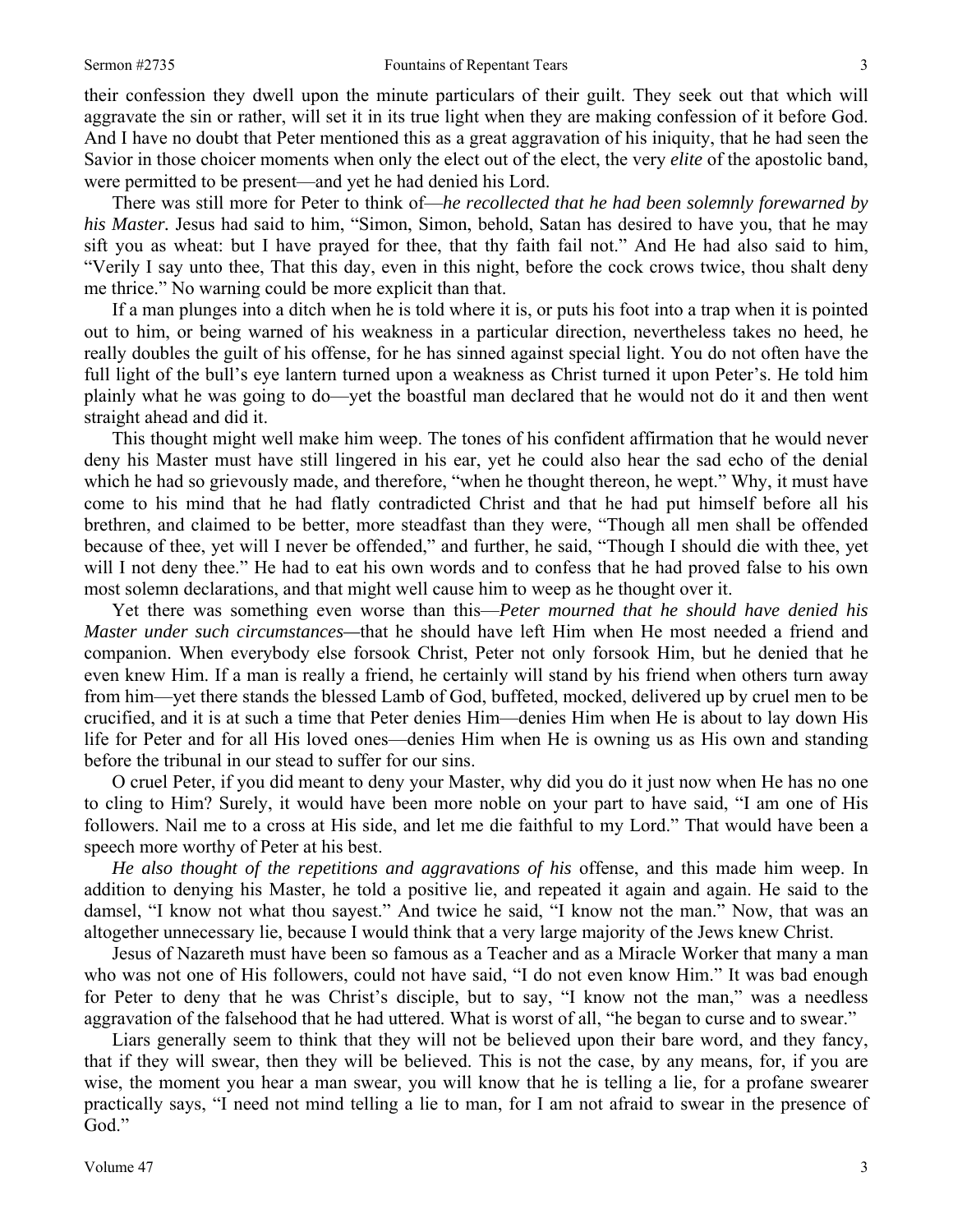their confession they dwell upon the minute particulars of their guilt. They seek out that which will aggravate the sin or rather, will set it in its true light when they are making confession of it before God. And I have no doubt that Peter mentioned this as a great aggravation of his iniquity, that he had seen the Savior in those choicer moments when only the elect out of the elect, the very *elite* of the apostolic band, were permitted to be present—and yet he had denied his Lord.

There was still more for Peter to think of—*he recollected that he had been solemnly forewarned by his Master.* Jesus had said to him, "Simon, Simon, behold, Satan has desired to have you, that he may sift you as wheat: but I have prayed for thee, that thy faith fail not." And He had also said to him, "Verily I say unto thee, That this day, even in this night, before the cock crows twice, thou shalt deny me thrice." No warning could be more explicit than that.

If a man plunges into a ditch when he is told where it is, or puts his foot into a trap when it is pointed out to him, or being warned of his weakness in a particular direction, nevertheless takes no heed, he really doubles the guilt of his offense, for he has sinned against special light. You do not often have the full light of the bull's eye lantern turned upon a weakness as Christ turned it upon Peter's. He told him plainly what he was going to do—yet the boastful man declared that he would not do it and then went straight ahead and did it.

This thought might well make him weep. The tones of his confident affirmation that he would never deny his Master must have still lingered in his ear, yet he could also hear the sad echo of the denial which he had so grievously made, and therefore, "when he thought thereon, he wept." Why, it must have come to his mind that he had flatly contradicted Christ and that he had put himself before all his brethren, and claimed to be better, more steadfast than they were, "Though all men shall be offended because of thee, yet will I never be offended," and further, he said, "Though I should die with thee, yet will I not deny thee." He had to eat his own words and to confess that he had proved false to his own most solemn declarations, and that might well cause him to weep as he thought over it.

Yet there was something even worse than this—*Peter mourned that he should have denied his Master under such circumstances—*that he should have left Him when He most needed a friend and companion. When everybody else forsook Christ, Peter not only forsook Him, but he denied that he even knew Him. If a man is really a friend, he certainly will stand by his friend when others turn away from him—yet there stands the blessed Lamb of God, buffeted, mocked, delivered up by cruel men to be crucified, and it is at such a time that Peter denies Him—denies Him when He is about to lay down His life for Peter and for all His loved ones—denies Him when He is owning us as His own and standing before the tribunal in our stead to suffer for our sins.

O cruel Peter, if you did meant to deny your Master, why did you do it just now when He has no one to cling to Him? Surely, it would have been more noble on your part to have said, "I am one of His followers. Nail me to a cross at His side, and let me die faithful to my Lord." That would have been a speech more worthy of Peter at his best.

*He also thought of the repetitions and aggravations of his* offense, and this made him weep. In addition to denying his Master, he told a positive lie, and repeated it again and again. He said to the damsel, "I know not what thou sayest." And twice he said, "I know not the man." Now, that was an altogether unnecessary lie, because I would think that a very large majority of the Jews knew Christ.

Jesus of Nazareth must have been so famous as a Teacher and as a Miracle Worker that many a man who was not one of His followers, could not have said, "I do not even know Him." It was bad enough for Peter to deny that he was Christ's disciple, but to say, "I know not the man," was a needless aggravation of the falsehood that he had uttered. What is worst of all, "he began to curse and to swear."

Liars generally seem to think that they will not be believed upon their bare word, and they fancy, that if they will swear, then they will be believed. This is not the case, by any means, for, if you are wise, the moment you hear a man swear, you will know that he is telling a lie, for a profane swearer practically says, "I need not mind telling a lie to man, for I am not afraid to swear in the presence of God."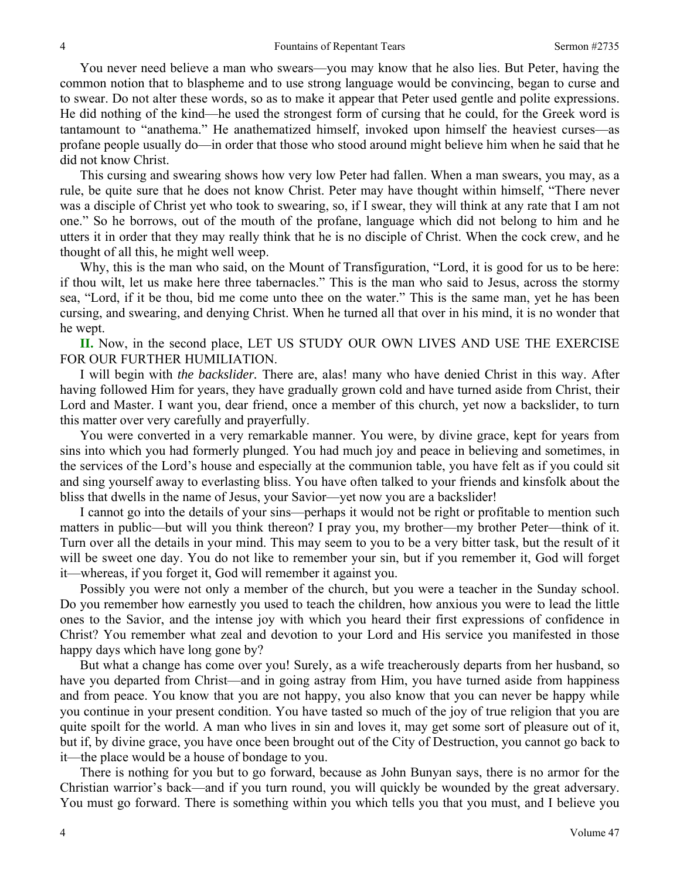You never need believe a man who swears—you may know that he also lies. But Peter, having the common notion that to blaspheme and to use strong language would be convincing, began to curse and to swear. Do not alter these words, so as to make it appear that Peter used gentle and polite expressions. He did nothing of the kind—he used the strongest form of cursing that he could, for the Greek word is tantamount to "anathema." He anathematized himself, invoked upon himself the heaviest curses—as profane people usually do—in order that those who stood around might believe him when he said that he did not know Christ.

This cursing and swearing shows how very low Peter had fallen. When a man swears, you may, as a rule, be quite sure that he does not know Christ. Peter may have thought within himself, "There never was a disciple of Christ yet who took to swearing, so, if I swear, they will think at any rate that I am not one." So he borrows, out of the mouth of the profane, language which did not belong to him and he utters it in order that they may really think that he is no disciple of Christ. When the cock crew, and he thought of all this, he might well weep.

Why, this is the man who said, on the Mount of Transfiguration, "Lord, it is good for us to be here: if thou wilt, let us make here three tabernacles." This is the man who said to Jesus, across the stormy sea, "Lord, if it be thou, bid me come unto thee on the water." This is the same man, yet he has been cursing, and swearing, and denying Christ. When he turned all that over in his mind, it is no wonder that he wept.

**II.** Now, in the second place, LET US STUDY OUR OWN LIVES AND USE THE EXERCISE FOR OUR FURTHER HUMILIATION.

I will begin with *the backslider.* There are, alas! many who have denied Christ in this way. After having followed Him for years, they have gradually grown cold and have turned aside from Christ, their Lord and Master. I want you, dear friend, once a member of this church, yet now a backslider, to turn this matter over very carefully and prayerfully.

You were converted in a very remarkable manner. You were, by divine grace, kept for years from sins into which you had formerly plunged. You had much joy and peace in believing and sometimes, in the services of the Lord's house and especially at the communion table, you have felt as if you could sit and sing yourself away to everlasting bliss. You have often talked to your friends and kinsfolk about the bliss that dwells in the name of Jesus, your Savior—yet now you are a backslider!

I cannot go into the details of your sins—perhaps it would not be right or profitable to mention such matters in public—but will you think thereon? I pray you, my brother—my brother Peter—think of it. Turn over all the details in your mind. This may seem to you to be a very bitter task, but the result of it will be sweet one day. You do not like to remember your sin, but if you remember it, God will forget it—whereas, if you forget it, God will remember it against you.

Possibly you were not only a member of the church, but you were a teacher in the Sunday school. Do you remember how earnestly you used to teach the children, how anxious you were to lead the little ones to the Savior, and the intense joy with which you heard their first expressions of confidence in Christ? You remember what zeal and devotion to your Lord and His service you manifested in those happy days which have long gone by?

But what a change has come over you! Surely, as a wife treacherously departs from her husband, so have you departed from Christ—and in going astray from Him, you have turned aside from happiness and from peace. You know that you are not happy, you also know that you can never be happy while you continue in your present condition. You have tasted so much of the joy of true religion that you are quite spoilt for the world. A man who lives in sin and loves it, may get some sort of pleasure out of it, but if, by divine grace, you have once been brought out of the City of Destruction, you cannot go back to it—the place would be a house of bondage to you.

There is nothing for you but to go forward, because as John Bunyan says, there is no armor for the Christian warrior's back—and if you turn round, you will quickly be wounded by the great adversary. You must go forward. There is something within you which tells you that you must, and I believe you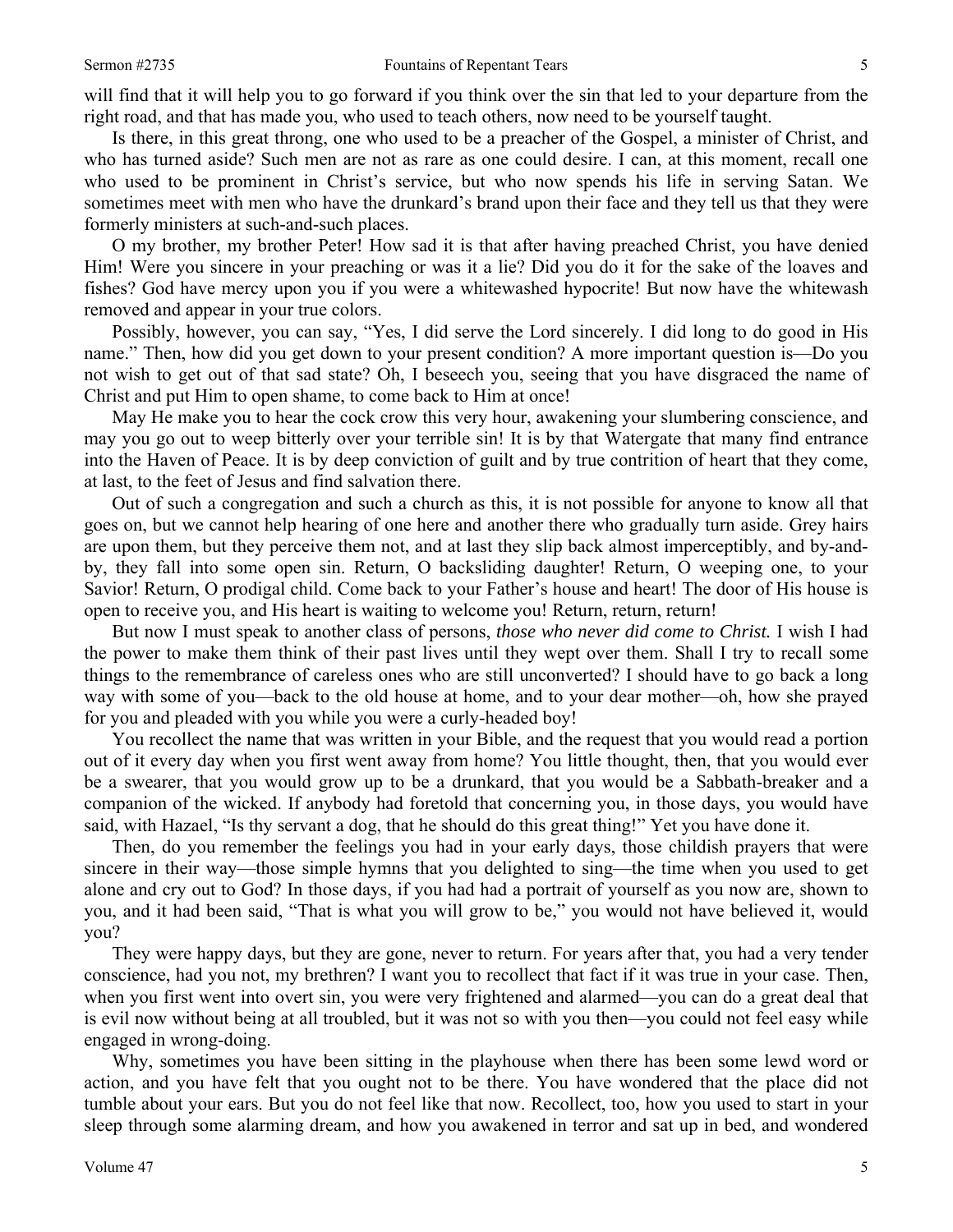will find that it will help you to go forward if you think over the sin that led to your departure from the right road, and that has made you, who used to teach others, now need to be yourself taught.

Is there, in this great throng, one who used to be a preacher of the Gospel, a minister of Christ, and who has turned aside? Such men are not as rare as one could desire. I can, at this moment, recall one who used to be prominent in Christ's service, but who now spends his life in serving Satan. We sometimes meet with men who have the drunkard's brand upon their face and they tell us that they were formerly ministers at such-and-such places.

O my brother, my brother Peter! How sad it is that after having preached Christ, you have denied Him! Were you sincere in your preaching or was it a lie? Did you do it for the sake of the loaves and fishes? God have mercy upon you if you were a whitewashed hypocrite! But now have the whitewash removed and appear in your true colors.

Possibly, however, you can say, "Yes, I did serve the Lord sincerely. I did long to do good in His name." Then, how did you get down to your present condition? A more important question is—Do you not wish to get out of that sad state? Oh, I beseech you, seeing that you have disgraced the name of Christ and put Him to open shame, to come back to Him at once!

May He make you to hear the cock crow this very hour, awakening your slumbering conscience, and may you go out to weep bitterly over your terrible sin! It is by that Watergate that many find entrance into the Haven of Peace. It is by deep conviction of guilt and by true contrition of heart that they come, at last, to the feet of Jesus and find salvation there.

Out of such a congregation and such a church as this, it is not possible for anyone to know all that goes on, but we cannot help hearing of one here and another there who gradually turn aside. Grey hairs are upon them, but they perceive them not, and at last they slip back almost imperceptibly, and by-and-by, they fall into some open sin. Return, O backsliding daughter! Return, O weeping one, to your Savior! Return, O prodigal child. Come back to your Father's house and heart! The door of His house is open to receive you, and His heart is waiting to welcome you! Return, return, return!

But now I must speak to another class of persons, *those who never did come to Christ.* I wish I had the power to make them think of their past lives until they wept over them. Shall I try to recall some things to the remembrance of careless ones who are still unconverted? I should have to go back a long way with some of you—back to the old house at home, and to your dear mother—oh, how she prayed for you and pleaded with you while you were a curly-headed boy!

You recollect the name that was written in your Bible, and the request that you would read a portion out of it every day when you first went away from home? You little thought, then, that you would ever be a swearer, that you would grow up to be a drunkard, that you would be a Sabbath-breaker and a companion of the wicked. If anybody had foretold that concerning you, in those days, you would have said, with Hazael, "Is thy servant a dog, that he should do this great thing!" Yet you have done it.

Then, do you remember the feelings you had in your early days, those childish prayers that were sincere in their way—those simple hymns that you delighted to sing—the time when you used to get alone and cry out to God? In those days, if you had had a portrait of yourself as you now are, shown to you, and it had been said, "That is what you will grow to be," you would not have believed it, would you?

They were happy days, but they are gone, never to return. For years after that, you had a very tender conscience, had you not, my brethren? I want you to recollect that fact if it was true in your case. Then, when you first went into overt sin, you were very frightened and alarmed—you can do a great deal that is evil now without being at all troubled, but it was not so with you then—you could not feel easy while engaged in wrong-doing.

Why, sometimes you have been sitting in the playhouse when there has been some lewd word or action, and you have felt that you ought not to be there. You have wondered that the place did not tumble about your ears. But you do not feel like that now. Recollect, too, how you used to start in your sleep through some alarming dream, and how you awakened in terror and sat up in bed, and wondered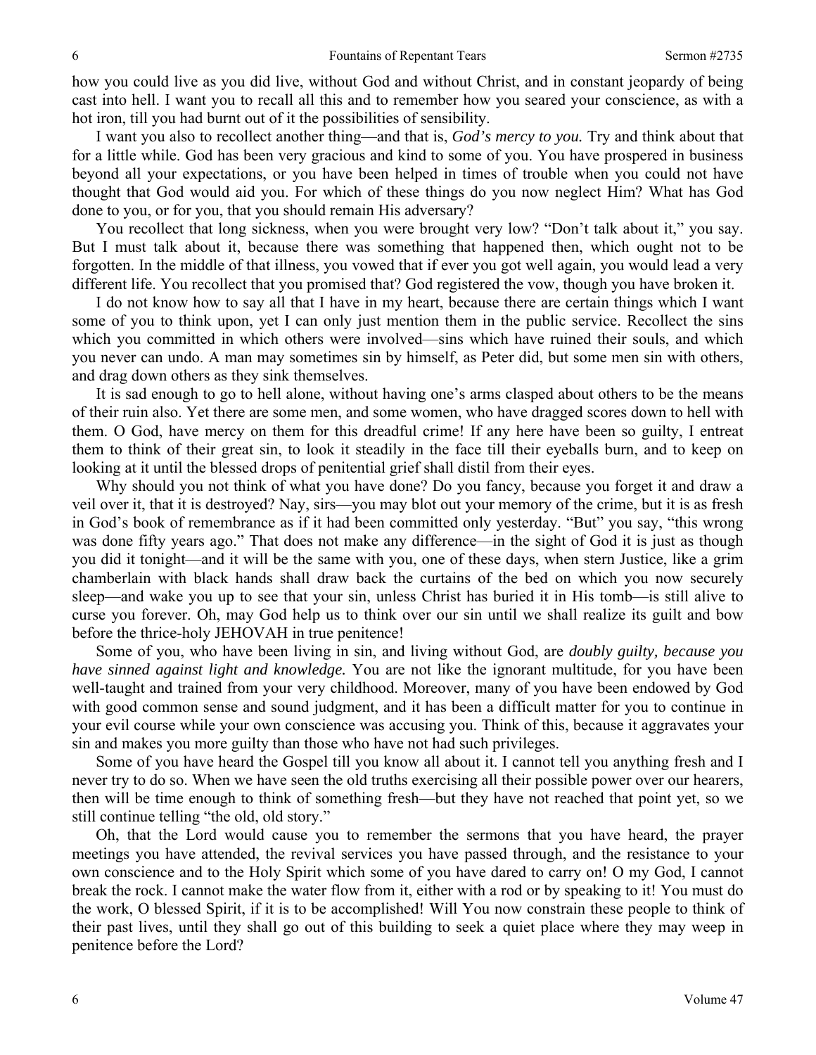how you could live as you did live, without God and without Christ, and in constant jeopardy of being cast into hell. I want you to recall all this and to remember how you seared your conscience, as with a hot iron, till you had burnt out of it the possibilities of sensibility.

I want you also to recollect another thing—and that is, *God's mercy to you.* Try and think about that for a little while. God has been very gracious and kind to some of you. You have prospered in business beyond all your expectations, or you have been helped in times of trouble when you could not have thought that God would aid you. For which of these things do you now neglect Him? What has God done to you, or for you, that you should remain His adversary?

You recollect that long sickness, when you were brought very low? "Don't talk about it," you say. But I must talk about it, because there was something that happened then, which ought not to be forgotten. In the middle of that illness, you vowed that if ever you got well again, you would lead a very different life. You recollect that you promised that? God registered the vow, though you have broken it.

I do not know how to say all that I have in my heart, because there are certain things which I want some of you to think upon, yet I can only just mention them in the public service. Recollect the sins which you committed in which others were involved—sins which have ruined their souls, and which you never can undo. A man may sometimes sin by himself, as Peter did, but some men sin with others, and drag down others as they sink themselves.

It is sad enough to go to hell alone, without having one's arms clasped about others to be the means of their ruin also. Yet there are some men, and some women, who have dragged scores down to hell with them. O God, have mercy on them for this dreadful crime! If any here have been so guilty, I entreat them to think of their great sin, to look it steadily in the face till their eyeballs burn, and to keep on looking at it until the blessed drops of penitential grief shall distil from their eyes.

Why should you not think of what you have done? Do you fancy, because you forget it and draw a veil over it, that it is destroyed? Nay, sirs—you may blot out your memory of the crime, but it is as fresh in God's book of remembrance as if it had been committed only yesterday. "But" you say, "this wrong was done fifty years ago." That does not make any difference—in the sight of God it is just as though you did it tonight—and it will be the same with you, one of these days, when stern Justice, like a grim chamberlain with black hands shall draw back the curtains of the bed on which you now securely sleep—and wake you up to see that your sin, unless Christ has buried it in His tomb—is still alive to curse you forever. Oh, may God help us to think over our sin until we shall realize its guilt and bow before the thrice-holy JEHOVAH in true penitence!

Some of you, who have been living in sin, and living without God, are *doubly guilty, because you have sinned against light and knowledge.* You are not like the ignorant multitude, for you have been well-taught and trained from your very childhood. Moreover, many of you have been endowed by God with good common sense and sound judgment, and it has been a difficult matter for you to continue in your evil course while your own conscience was accusing you. Think of this, because it aggravates your sin and makes you more guilty than those who have not had such privileges.

Some of you have heard the Gospel till you know all about it. I cannot tell you anything fresh and I never try to do so. When we have seen the old truths exercising all their possible power over our hearers, then will be time enough to think of something fresh—but they have not reached that point yet, so we still continue telling "the old, old story."

Oh, that the Lord would cause you to remember the sermons that you have heard, the prayer meetings you have attended, the revival services you have passed through, and the resistance to your own conscience and to the Holy Spirit which some of you have dared to carry on! O my God, I cannot break the rock. I cannot make the water flow from it, either with a rod or by speaking to it! You must do the work, O blessed Spirit, if it is to be accomplished! Will You now constrain these people to think of their past lives, until they shall go out of this building to seek a quiet place where they may weep in penitence before the Lord?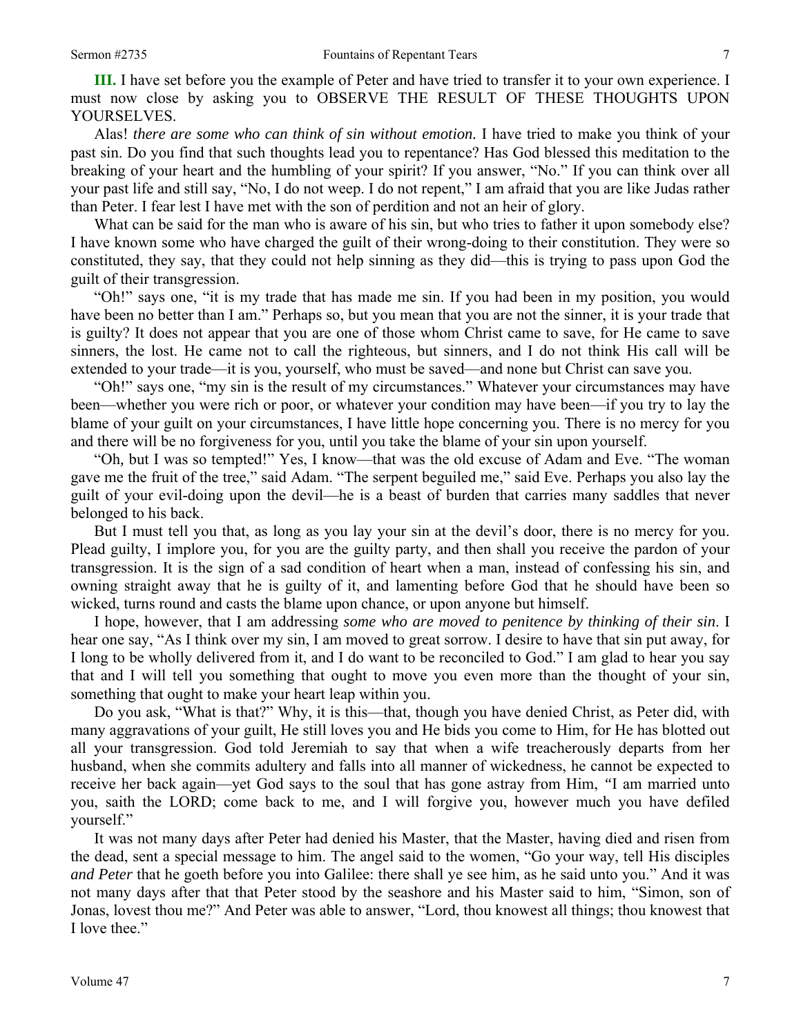**III.** I have set before you the example of Peter and have tried to transfer it to your own experience. I must now close by asking you to OBSERVE THE RESULT OF THESE THOUGHTS UPON YOURSELVES.

Alas! *there are some who can think of sin without emotion.* I have tried to make you think of your past sin. Do you find that such thoughts lead you to repentance? Has God blessed this meditation to the breaking of your heart and the humbling of your spirit? If you answer, "No." If you can think over all your past life and still say, "No, I do not weep. I do not repent," I am afraid that you are like Judas rather than Peter. I fear lest I have met with the son of perdition and not an heir of glory.

What can be said for the man who is aware of his sin, but who tries to father it upon somebody else? I have known some who have charged the guilt of their wrong-doing to their constitution. They were so constituted, they say, that they could not help sinning as they did—this is trying to pass upon God the guilt of their transgression.

"Oh!" says one, "it is my trade that has made me sin. If you had been in my position, you would have been no better than I am." Perhaps so, but you mean that you are not the sinner, it is your trade that is guilty? It does not appear that you are one of those whom Christ came to save, for He came to save sinners, the lost. He came not to call the righteous, but sinners, and I do not think His call will be extended to your trade—it is you, yourself, who must be saved—and none but Christ can save you.

"Oh!" says one, "my sin is the result of my circumstances." Whatever your circumstances may have been—whether you were rich or poor, or whatever your condition may have been—if you try to lay the blame of your guilt on your circumstances, I have little hope concerning you. There is no mercy for you and there will be no forgiveness for you, until you take the blame of your sin upon yourself.

"Oh, but I was so tempted!" Yes, I know—that was the old excuse of Adam and Eve. "The woman gave me the fruit of the tree," said Adam. "The serpent beguiled me," said Eve. Perhaps you also lay the guilt of your evil-doing upon the devil—he is a beast of burden that carries many saddles that never belonged to his back.

But I must tell you that, as long as you lay your sin at the devil's door, there is no mercy for you. Plead guilty, I implore you, for you are the guilty party, and then shall you receive the pardon of your transgression. It is the sign of a sad condition of heart when a man, instead of confessing his sin, and owning straight away that he is guilty of it, and lamenting before God that he should have been so wicked, turns round and casts the blame upon chance, or upon anyone but himself.

I hope, however, that I am addressing *some who are moved to penitence by thinking of their sin*. I hear one say, "As I think over my sin, I am moved to great sorrow. I desire to have that sin put away, for I long to be wholly delivered from it, and I do want to be reconciled to God." I am glad to hear you say that and I will tell you something that ought to move you even more than the thought of your sin, something that ought to make your heart leap within you.

Do you ask, "What is that?" Why, it is this—that, though you have denied Christ, as Peter did, with many aggravations of your guilt, He still loves you and He bids you come to Him, for He has blotted out all your transgression. God told Jeremiah to say that when a wife treacherously departs from her husband, when she commits adultery and falls into all manner of wickedness, he cannot be expected to receive her back again—yet God says to the soul that has gone astray from Him, "I am married unto you, saith the LORD; come back to me, and I will forgive you, however much you have defiled yourself."

It was not many days after Peter had denied his Master, that the Master, having died and risen from the dead, sent a special message to him. The angel said to the women, "Go your way, tell His disciples *and Peter* that he goeth before you into Galilee: there shall ye see him, as he said unto you." And it was not many days after that that Peter stood by the seashore and his Master said to him, "Simon, son of Jonas, lovest thou me?" And Peter was able to answer, "Lord, thou knowest all things; thou knowest that I love thee."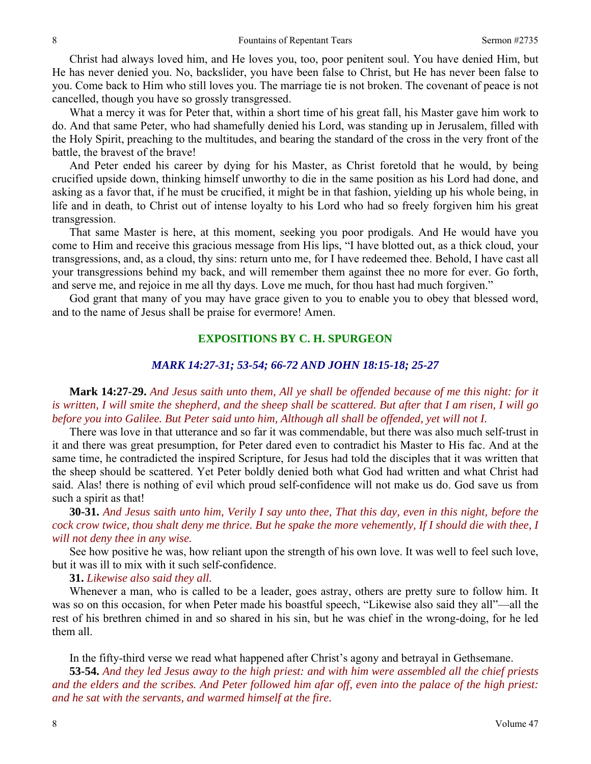Christ had always loved him, and He loves you, too, poor penitent soul. You have denied Him, but He has never denied you. No, backslider, you have been false to Christ, but He has never been false to you. Come back to Him who still loves you. The marriage tie is not broken. The covenant of peace is not cancelled, though you have so grossly transgressed.

What a mercy it was for Peter that, within a short time of his great fall, his Master gave him work to do. And that same Peter, who had shamefully denied his Lord, was standing up in Jerusalem, filled with the Holy Spirit, preaching to the multitudes, and bearing the standard of the cross in the very front of the battle, the bravest of the brave!

And Peter ended his career by dying for his Master, as Christ foretold that he would, by being crucified upside down, thinking himself unworthy to die in the same position as his Lord had done, and asking as a favor that, if he must be crucified, it might be in that fashion, yielding up his whole being, in life and in death, to Christ out of intense loyalty to his Lord who had so freely forgiven him his great transgression.

That same Master is here, at this moment, seeking you poor prodigals. And He would have you come to Him and receive this gracious message from His lips, "I have blotted out, as a thick cloud, your transgressions, and, as a cloud, thy sins: return unto me, for I have redeemed thee. Behold, I have cast all your transgressions behind my back, and will remember them against thee no more for ever. Go forth, and serve me, and rejoice in me all thy days. Love me much, for thou hast had much forgiven."

God grant that many of you may have grace given to you to enable you to obey that blessed word, and to the name of Jesus shall be praise for evermore! Amen.

## EXPOSITIONS BY C. H. SPURGEON

### *MARK 14:27-31; 53-54; 66-72 AND JOHN 18:15-18; 25-27*

**Mark 14:27-29.** *And Jesus saith unto them, All ye shall be offended because of me this night: for it is written, I will smite the shepherd, and the sheep shall be scattered. But after that I am risen, I will go before you into Galilee. But Peter said unto him, Although all shall be offended, yet will not I.*

There was love in that utterance and so far it was commendable, but there was also much self-trust in it and there was great presumption, for Peter dared even to contradict his Master to His fac. And at the same time, he contradicted the inspired Scripture, for Jesus had told the disciples that it was written that the sheep should be scattered. Yet Peter boldly denied both what God had written and what Christ had said. Alas! there is nothing of evil which proud self-confidence will not make us do. God save us from such a spirit as that!

**30-31.** *And Jesus saith unto him, Verily I say unto thee, That this day, even in this night, before the cock crow twice, thou shalt deny me thrice. But he spake the more vehemently, If I should die with thee, I will not deny thee in any wise.*

See how positive he was, how reliant upon the strength of his own love. It was well to feel such love, but it was ill to mix with it such self-confidence.

**31.** *Likewise also said they all.*

Whenever a man, who is called to be a leader, goes astray, others are pretty sure to follow him. It was so on this occasion, for when Peter made his boastful speech, "Likewise also said they all"—all the rest of his brethren chimed in and so shared in his sin, but he was chief in the wrong-doing, for he led them all.

In the fifty-third verse we read what happened after Christ's agony and betrayal in Gethsemane.

**53-54.** *And they led Jesus away to the high priest: and with him were assembled all the chief priests and the elders and the scribes. And Peter followed him afar off, even into the palace of the high priest: and he sat with the servants, and warmed himself at the fire.*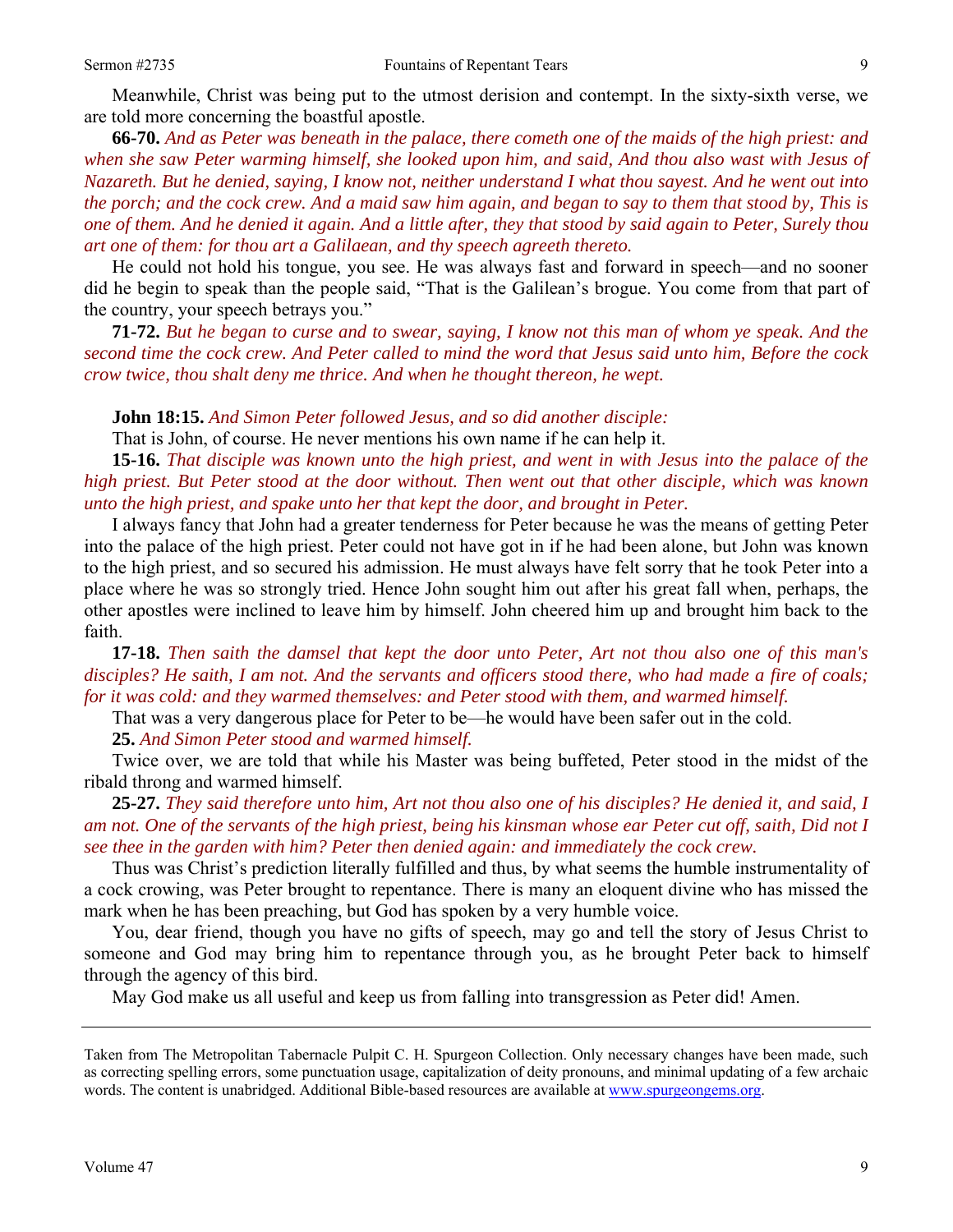Meanwhile, Christ was being put to the utmost derision and contempt. In the sixty-sixth verse, we are told more concerning the boastful apostle.

**66-70.** *And as Peter was beneath in the palace, there cometh one of the maids of the high priest: and when she saw Peter warming himself, she looked upon him, and said, And thou also wast with Jesus of Nazareth. But he denied, saying, I know not, neither understand I what thou sayest. And he went out into the porch; and the cock crew. And a maid saw him again, and began to say to them that stood by, This is one of them. And he denied it again. And a little after, they that stood by said again to Peter, Surely thou art one of them: for thou art a Galilaean, and thy speech agreeth thereto.*

He could not hold his tongue, you see. He was always fast and forward in speech—and no sooner did he begin to speak than the people said, "That is the Galilean's brogue. You come from that part of the country, your speech betrays you."

**71-72.** *But he began to curse and to swear, saying, I know not this man of whom ye speak. And the second time the cock crew. And Peter called to mind the word that Jesus said unto him, Before the cock crow twice, thou shalt deny me thrice. And when he thought thereon, he wept.*

**John 18:15.** *And Simon Peter followed Jesus, and so did another disciple:*

That is John, of course. He never mentions his own name if he can help it.

**15-16.** *That disciple was known unto the high priest, and went in with Jesus into the palace of the high priest. But Peter stood at the door without. Then went out that other disciple, which was known unto the high priest, and spake unto her that kept the door, and brought in Peter.*

I always fancy that John had a greater tenderness for Peter because he was the means of getting Peter into the palace of the high priest. Peter could not have got in if he had been alone, but John was known to the high priest, and so secured his admission. He must always have felt sorry that he took Peter into a place where he was so strongly tried. Hence John sought him out after his great fall when, perhaps, the other apostles were inclined to leave him by himself. John cheered him up and brought him back to the faith.

**17-18.** *Then saith the damsel that kept the door unto Peter, Art not thou also one of this man's disciples? He saith, I am not. And the servants and officers stood there, who had made a fire of coals; for it was cold: and they warmed themselves: and Peter stood with them, and warmed himself.*

That was a very dangerous place for Peter to be—he would have been safer out in the cold.

**25.** *And Simon Peter stood and warmed himself.*

Twice over, we are told that while his Master was being buffeted, Peter stood in the midst of the ribald throng and warmed himself.

**25-27.** *They said therefore unto him, Art not thou also one of his disciples? He denied it, and said, I am not. One of the servants of the high priest, being his kinsman whose ear Peter cut off, saith, Did not I see thee in the garden with him? Peter then denied again: and immediately the cock crew.*

Thus was Christ's prediction literally fulfilled and thus, by what seems the humble instrumentality of a cock crowing, was Peter brought to repentance. There is many an eloquent divine who has missed the mark when he has been preaching, but God has spoken by a very humble voice.

You, dear friend, though you have no gifts of speech, may go and tell the story of Jesus Christ to someone and God may bring him to repentance through you, as he brought Peter back to himself through the agency of this bird.

May God make us all useful and keep us from falling into transgression as Peter did! Amen.

---

Taken from The Metropolitan Tabernacle Pulpit C. H. Spurgeon Collection. Only necessary changes have been made, such as correcting spelling errors, some punctuation usage, capitalization of deity pronouns, and minimal updating of a few archaic words. The content is unabridged. Additional Bible-based resources are available at www.spurgeongems.org.